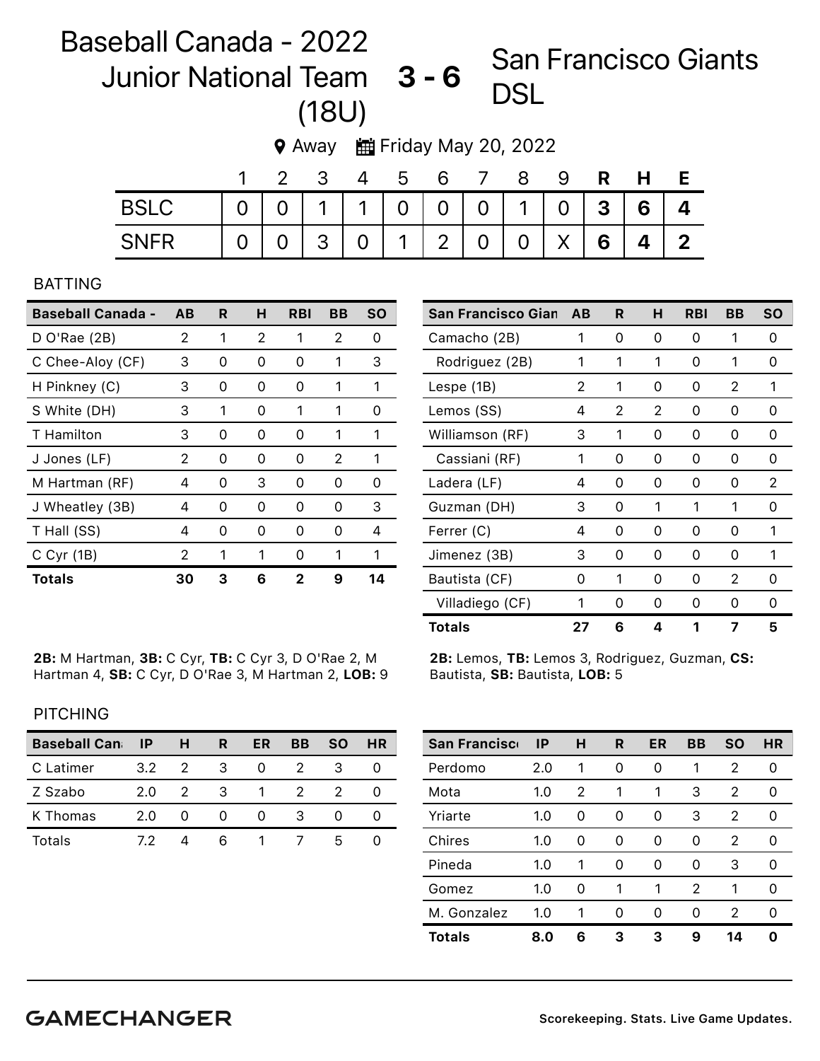# Baseball Canada - 2022 Junior National Team (18U) 3 - 6 San Francisco Giants DSL

Away | Friday May 20, 2022

| | 1 | 2 | 3 | 4 | 5 | 6 | 7 | 8 | 9 | R | H | E |
|---|---|---|---|---|---|---|---|---|---|---|---|---|
| BSLC | 0 | 0 | 1 | 1 | 0 | 0 | 0 | 1 | 0 | 3 | 6 | 4 |
| SNFR | 0 | 0 | 3 | 0 | 1 | 2 | 0 | 0 | X | 6 | 4 | 2 |

## BATTING

| Baseball Canada - | AB | R | H | RBI | BB | SO |
|---|---|---|---|---|---|---|
| D O'Rae (2B) | 2 | 1 | 2 | 1 | 2 | 0 |
| C Chee-Aloy (CF) | 3 | 0 | 0 | 0 | 1 | 3 |
| H Pinkney (C) | 3 | 0 | 0 | 0 | 1 | 1 |
| S White (DH) | 3 | 1 | 0 | 1 | 1 | 0 |
| T Hamilton | 3 | 0 | 0 | 0 | 1 | 1 |
| J Jones (LF) | 2 | 0 | 0 | 0 | 2 | 1 |
| M Hartman (RF) | 4 | 0 | 3 | 0 | 0 | 0 |
| J Wheatley (3B) | 4 | 0 | 0 | 0 | 0 | 3 |
| T Hall (SS) | 4 | 0 | 0 | 0 | 0 | 4 |
| C Cyr (1B) | 2 | 1 | 1 | 0 | 1 | 1 |
| **Totals** | **30** | **3** | **6** | **2** | **9** | **14** |

**2B:** M Hartman, **3B:** C Cyr, **TB:** C Cyr 3, D O'Rae 2, M Hartman 4, **SB:** C Cyr, D O'Rae 3, M Hartman 2, **LOB:** 9

| San Francisco Gian | AB | R | H | RBI | BB | SO |
|---|---|---|---|---|---|---|
| Camacho (2B) | 1 | 0 | 0 | 0 | 1 | 0 |
| Rodriguez (2B) | 1 | 1 | 1 | 0 | 1 | 0 |
| Lespe (1B) | 2 | 1 | 0 | 0 | 2 | 1 |
| Lemos (SS) | 4 | 2 | 2 | 0 | 0 | 0 |
| Williamson (RF) | 3 | 1 | 0 | 0 | 0 | 0 |
| Cassiani (RF) | 1 | 0 | 0 | 0 | 0 | 0 |
| Ladera (LF) | 4 | 0 | 0 | 0 | 0 | 2 |
| Guzman (DH) | 3 | 0 | 1 | 1 | 1 | 0 |
| Ferrer (C) | 4 | 0 | 0 | 0 | 0 | 1 |
| Jimenez (3B) | 3 | 0 | 0 | 0 | 0 | 1 |
| Bautista (CF) | 0 | 1 | 0 | 0 | 2 | 0 |
| Villadiego (CF) | 1 | 0 | 0 | 0 | 0 | 0 |
| **Totals** | **27** | **6** | **4** | **1** | **7** | **5** |

**2B:** Lemos, **TB:** Lemos 3, Rodriguez, Guzman, **CS:** Bautista, **SB:** Bautista, **LOB:** 5

## PITCHING

| Baseball Can | IP | H | R | ER | BB | SO | HR |
|---|---|---|---|---|---|---|---|
| C Latimer | 3.2 | 2 | 3 | 0 | 2 | 3 | 0 |
| Z Szabo | 2.0 | 2 | 3 | 1 | 2 | 2 | 0 |
| K Thomas | 2.0 | 0 | 0 | 0 | 3 | 0 | 0 |
| Totals | 7.2 | 4 | 6 | 1 | 7 | 5 | 0 |

| San Francisc | IP | H | R | ER | BB | SO | HR |
|---|---|---|---|---|---|---|---|
| Perdomo | 2.0 | 1 | 0 | 0 | 1 | 2 | 0 |
| Mota | 1.0 | 2 | 1 | 1 | 3 | 2 | 0 |
| Yriarte | 1.0 | 0 | 0 | 0 | 3 | 2 | 0 |
| Chires | 1.0 | 0 | 0 | 0 | 0 | 2 | 0 |
| Pineda | 1.0 | 1 | 0 | 0 | 0 | 3 | 0 |
| Gomez | 1.0 | 0 | 1 | 1 | 2 | 1 | 0 |
| M. Gonzalez | 1.0 | 1 | 0 | 0 | 0 | 2 | 0 |
| **Totals** | **8.0** | **6** | **3** | **3** | **9** | **14** | **0** |

GAMECHANGER

Scorekeeping. Stats. Live Game Updates.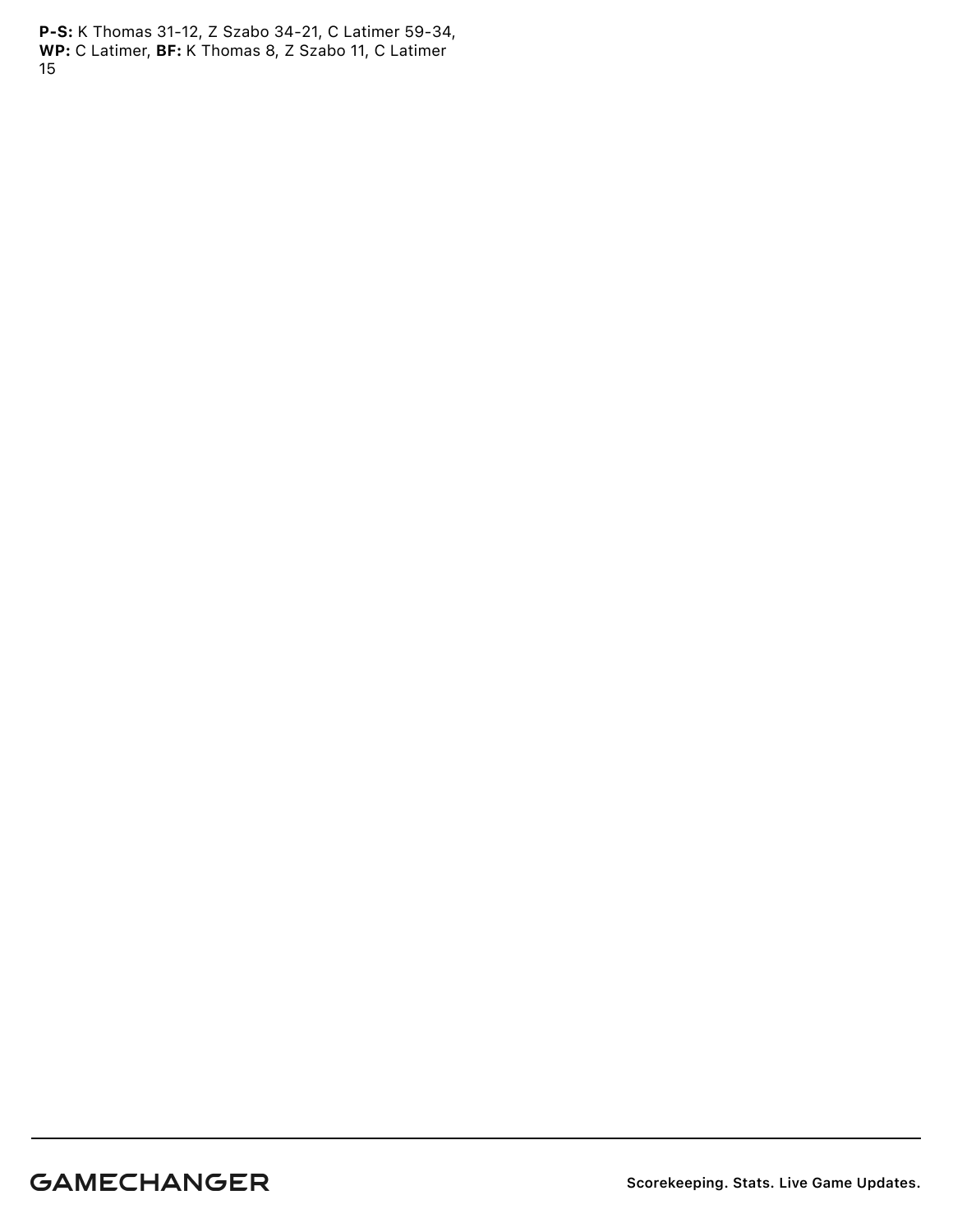**P-S:** K Thomas 31-12, Z Szabo 34-21, C Latimer 59-34, **WP:** C Latimer, **BF:** K Thomas 8, Z Szabo 11, C Latimer 15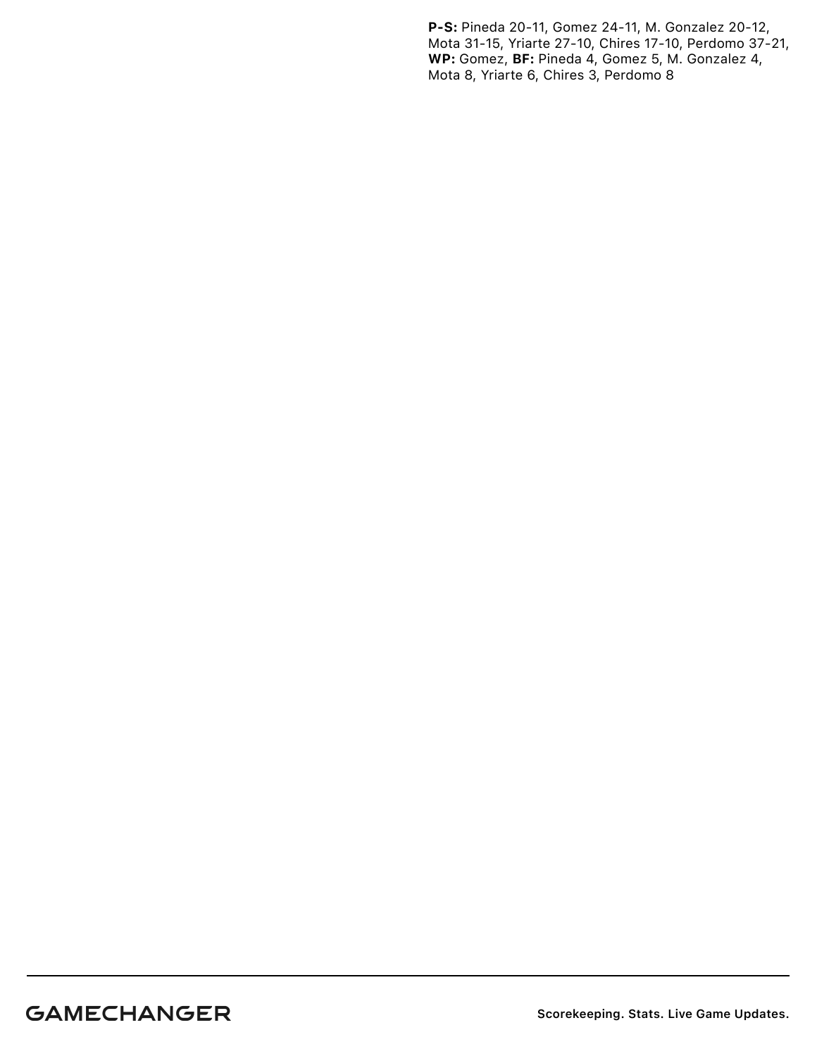**P-S:** Pineda 20-11, Gomez 24-11, M. Gonzalez 20-12, Mota 31-15, Yriarte 27-10, Chires 17-10, Perdomo 37-21, **WP:** Gomez, **BF:** Pineda 4, Gomez 5, M. Gonzalez 4, Mota 8, Yriarte 6, Chires 3, Perdomo 8